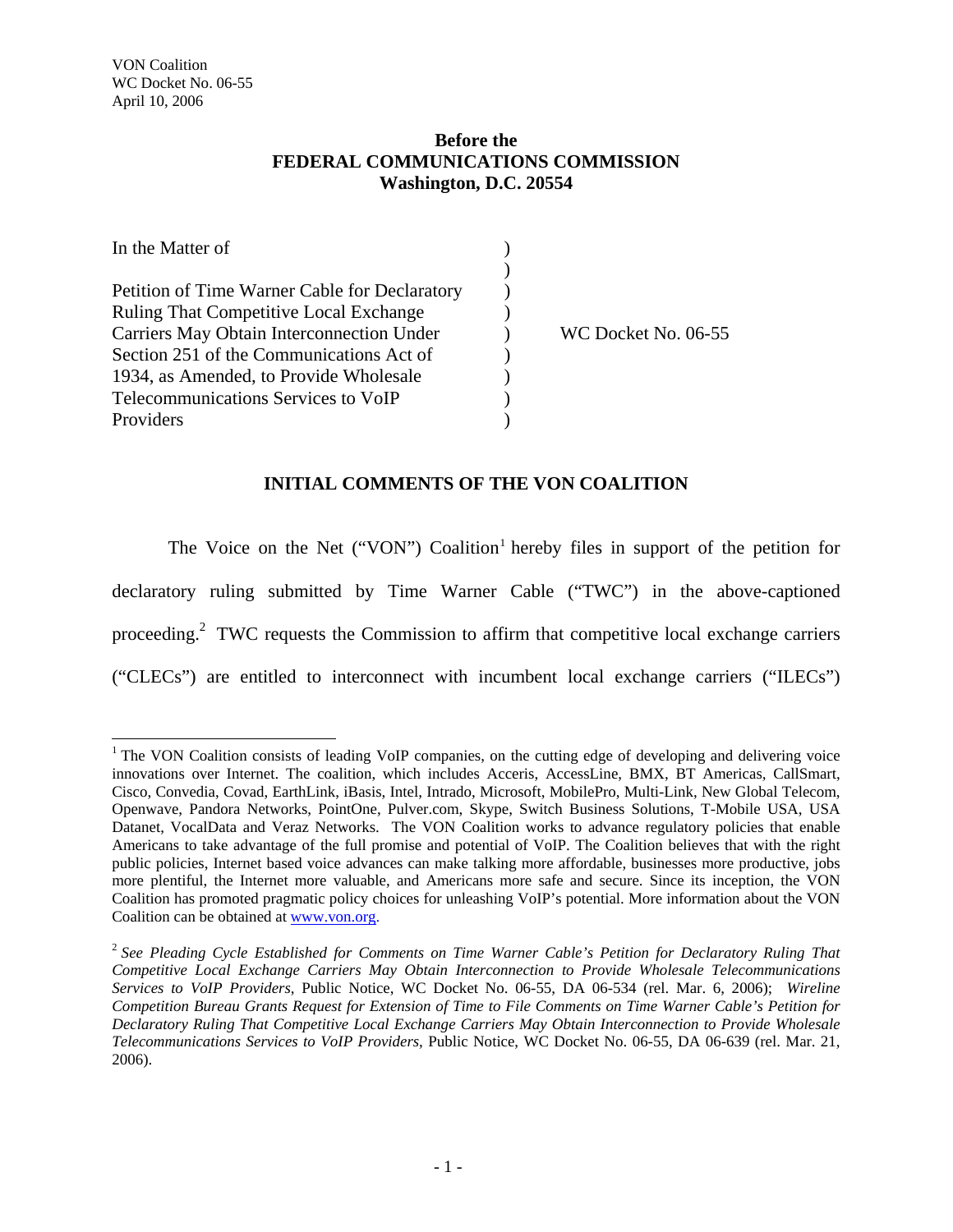VON Coalition
WC Docket No. 06-55
April 10, 2006

**Before the**
**FEDERAL COMMUNICATIONS COMMISSION**
**Washington, D.C. 20554**

| | | |
|---|---|---|
| In the Matter of | ) | |
| | ) | |
| Petition of Time Warner Cable for Declaratory Ruling That Competitive Local Exchange Carriers May Obtain Interconnection Under Section 251 of the Communications Act of 1934, as Amended, to Provide Wholesale Telecommunications Services to VoIP Providers | ) | WC Docket No. 06-55 |

**INITIAL COMMENTS OF THE VON COALITION**

The Voice on the Net ("VON") Coalition[1] hereby files in support of the petition for declaratory ruling submitted by Time Warner Cable ("TWC") in the above-captioned proceeding.[2] TWC requests the Commission to affirm that competitive local exchange carriers ("CLECs") are entitled to interconnect with incumbent local exchange carriers ("ILECs")

---

[1] The VON Coalition consists of leading VoIP companies, on the cutting edge of developing and delivering voice innovations over Internet. The coalition, which includes Acceris, AccessLine, BMX, BT Americas, CallSmart, Cisco, Convedia, Covad, EarthLink, iBasis, Intel, Intrado, Microsoft, MobilePro, Multi-Link, New Global Telecom, Openwave, Pandora Networks, PointOne, Pulver.com, Skype, Switch Business Solutions, T-Mobile USA, USA Datanet, VocalData and Veraz Networks. The VON Coalition works to advance regulatory policies that enable Americans to take advantage of the full promise and potential of VoIP. The Coalition believes that with the right public policies, Internet based voice advances can make talking more affordable, businesses more productive, jobs more plentiful, the Internet more valuable, and Americans more safe and secure. Since its inception, the VON Coalition has promoted pragmatic policy choices for unleashing VoIP's potential. More information about the VON Coalition can be obtained at www.von.org.

[2] *See Pleading Cycle Established for Comments on Time Warner Cable's Petition for Declaratory Ruling That Competitive Local Exchange Carriers May Obtain Interconnection to Provide Wholesale Telecommunications Services to VoIP Providers*, Public Notice, WC Docket No. 06-55, DA 06-534 (rel. Mar. 6, 2006); *Wireline Competition Bureau Grants Request for Extension of Time to File Comments on Time Warner Cable's Petition for Declaratory Ruling That Competitive Local Exchange Carriers May Obtain Interconnection to Provide Wholesale Telecommunications Services to VoIP Providers*, Public Notice, WC Docket No. 06-55, DA 06-639 (rel. Mar. 21, 2006).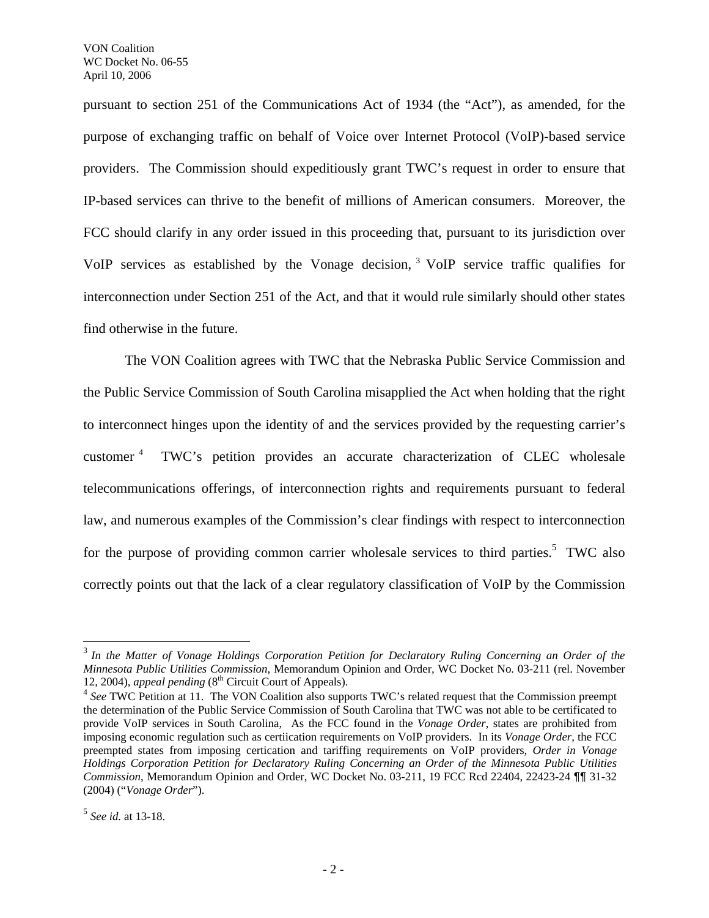pursuant to section 251 of the Communications Act of 1934 (the "Act"), as amended, for the purpose of exchanging traffic on behalf of Voice over Internet Protocol (VoIP)-based service providers. The Commission should expeditiously grant TWC's request in order to ensure that IP-based services can thrive to the benefit of millions of American consumers. Moreover, the FCC should clarify in any order issued in this proceeding that, pursuant to its jurisdiction over VoIP services as established by the Vonage decision, [3] VoIP service traffic qualifies for interconnection under Section 251 of the Act, and that it would rule similarly should other states find otherwise in the future.

The VON Coalition agrees with TWC that the Nebraska Public Service Commission and the Public Service Commission of South Carolina misapplied the Act when holding that the right to interconnect hinges upon the identity of and the services provided by the requesting carrier's customer [4] TWC's petition provides an accurate characterization of CLEC wholesale telecommunications offerings, of interconnection rights and requirements pursuant to federal law, and numerous examples of the Commission's clear findings with respect to interconnection for the purpose of providing common carrier wholesale services to third parties.[5] TWC also correctly points out that the lack of a clear regulatory classification of VoIP by the Commission

---

[3] *In the Matter of Vonage Holdings Corporation Petition for Declaratory Ruling Concerning an Order of the Minnesota Public Utilities Commission*, Memorandum Opinion and Order, WC Docket No. 03-211 (rel. November 12, 2004), *appeal pending* (8th Circuit Court of Appeals).

[4] *See* TWC Petition at 11. The VON Coalition also supports TWC's related request that the Commission preempt the determination of the Public Service Commission of South Carolina that TWC was not able to be certificated to provide VoIP services in South Carolina, As the FCC found in the *Vonage Order*, states are prohibited from imposing economic regulation such as certiication requirements on VoIP providers. In its *Vonage Order*, the FCC preempted states from imposing certication and tariffing requirements on VoIP providers, *Order in Vonage Holdings Corporation Petition for Declaratory Ruling Concerning an Order of the Minnesota Public Utilities Commission*, Memorandum Opinion and Order, WC Docket No. 03-211, 19 FCC Rcd 22404, 22423-24 ¶¶ 31-32 (2004) ("*Vonage Order*").

[5] *See id.* at 13-18.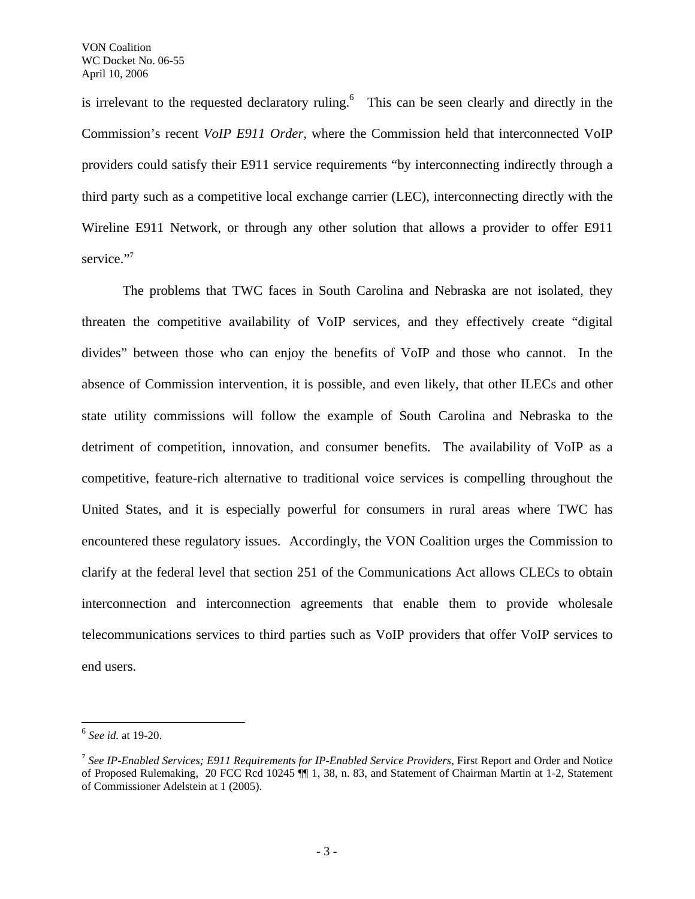is irrelevant to the requested declaratory ruling.[6] This can be seen clearly and directly in the Commission's recent *VoIP E911 Order*, where the Commission held that interconnected VoIP providers could satisfy their E911 service requirements "by interconnecting indirectly through a third party such as a competitive local exchange carrier (LEC), interconnecting directly with the Wireline E911 Network, or through any other solution that allows a provider to offer E911 service."[7]

The problems that TWC faces in South Carolina and Nebraska are not isolated, they threaten the competitive availability of VoIP services, and they effectively create "digital divides" between those who can enjoy the benefits of VoIP and those who cannot. In the absence of Commission intervention, it is possible, and even likely, that other ILECs and other state utility commissions will follow the example of South Carolina and Nebraska to the detriment of competition, innovation, and consumer benefits. The availability of VoIP as a competitive, feature-rich alternative to traditional voice services is compelling throughout the United States, and it is especially powerful for consumers in rural areas where TWC has encountered these regulatory issues. Accordingly, the VON Coalition urges the Commission to clarify at the federal level that section 251 of the Communications Act allows CLECs to obtain interconnection and interconnection agreements that enable them to provide wholesale telecommunications services to third parties such as VoIP providers that offer VoIP services to end users.

---

[6] *See id.* at 19-20.

[7] *See IP-Enabled Services; E911 Requirements for IP-Enabled Service Providers*, First Report and Order and Notice of Proposed Rulemaking, 20 FCC Rcd 10245 ¶¶ 1, 38, n. 83, and Statement of Chairman Martin at 1-2, Statement of Commissioner Adelstein at 1 (2005).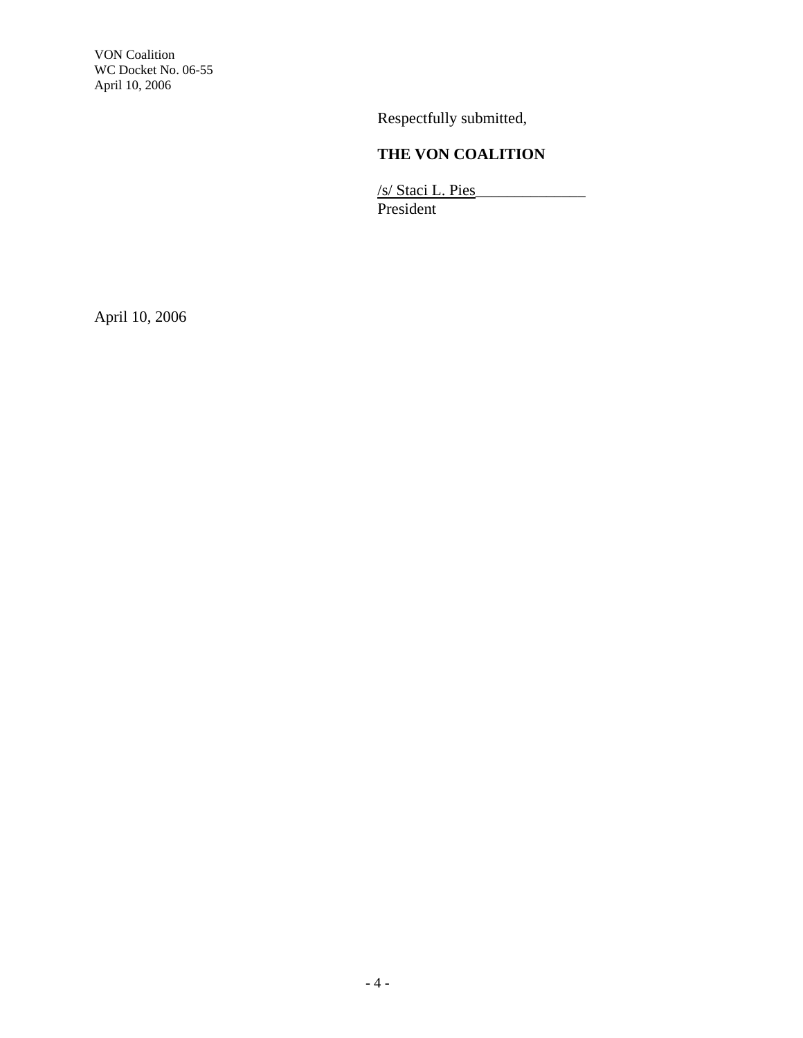Respectfully submitted,

**THE VON COALITION**

/s/ Staci L. Pies______________
President

April 10, 2006